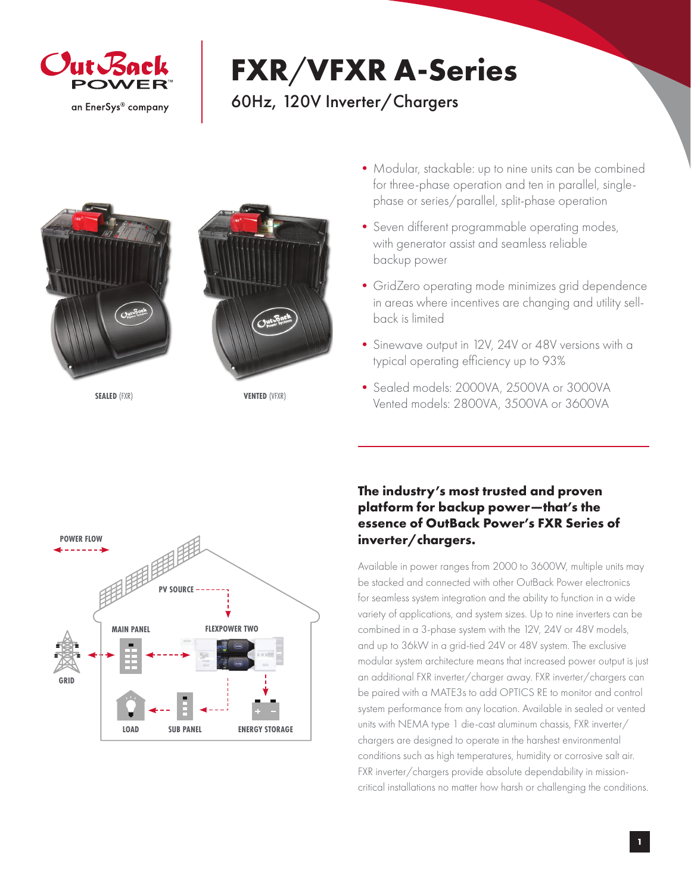OutBack POWER
an EnerSys® company

# FXR/VFXR A-Series

## 60Hz, 120V Inverter/Chargers

SEALED (FXR)

VENTED (VFXR)

- Modular, stackable: up to nine units can be combined for three-phase operation and ten in parallel, single-phase or series/parallel, split-phase operation
- Seven different programmable operating modes, with generator assist and seamless reliable backup power
- GridZero operating mode minimizes grid dependence in areas where incentives are changing and utility sell-back is limited
- Sinewave output in 12V, 24V or 48V versions with a typical operating efficiency up to 93%
- Sealed models: 2000VA, 2500VA or 3000VA
  Vented models: 2800VA, 3500VA or 3600VA

POWER FLOW

PV SOURCE

MAIN PANEL

FLEXPOWER TWO

GRID

LOAD

SUB PANEL

ENERGY STORAGE

### The industry's most trusted and proven platform for backup power—that's the essence of OutBack Power's FXR Series of inverter/chargers.

Available in power ranges from 2000 to 3600W, multiple units may be stacked and connected with other OutBack Power electronics for seamless system integration and the ability to function in a wide variety of applications, and system sizes. Up to nine inverters can be combined in a 3-phase system with the 12V, 24V or 48V models, and up to 36kW in a grid-tied 24V or 48V system. The exclusive modular system architecture means that increased power output is just an additional FXR inverter/charger away. FXR inverter/chargers can be paired with a MATE3s to add OPTICS RE to monitor and control system performance from any location. Available in sealed or vented units with NEMA type 1 die-cast aluminum chassis, FXR inverter/chargers are designed to operate in the harshest environmental conditions such as high temperatures, humidity or corrosive salt air. FXR inverter/chargers provide absolute dependability in mission-critical installations no matter how harsh or challenging the conditions.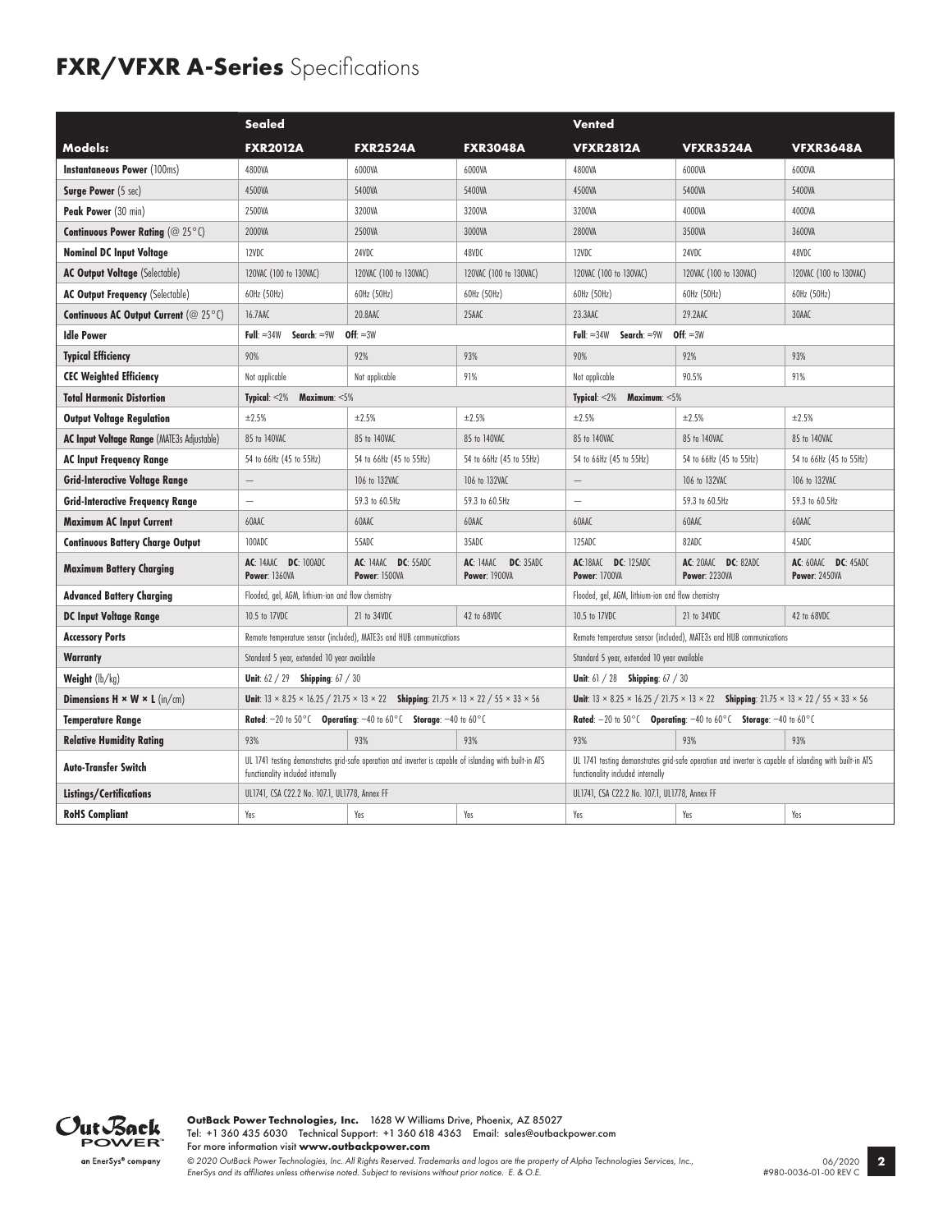# **FXR/VFXR A-Series** Specifications

| | **Sealed** | | | **Vented** | | |
|---|---|---|---|---|---|---|
| **Models:** | **FXR2012A** | **FXR2524A** | **FXR3048A** | **VFXR2812A** | **VFXR3524A** | **VFXR3648A** |
| **Instantaneous Power** (100ms) | 4800VA | 6000VA | 6000VA | 4800VA | 6000VA | 6000VA |
| **Surge Power** (5 sec) | 4500VA | 5400VA | 5400VA | 4500VA | 5400VA | 5400VA |
| **Peak Power** (30 min) | 2500VA | 3200VA | 3200VA | 3200VA | 4000VA | 4000VA |
| **Continuous Power Rating** (@ 25°C) | 2000VA | 2500VA | 3000VA | 2800VA | 3500VA | 3600VA |
| **Nominal DC Input Voltage** | 12VDC | 24VDC | 48VDC | 12VDC | 24VDC | 48VDC |
| **AC Output Voltage** (Selectable) | 120VAC (100 to 130VAC) | 120VAC (100 to 130VAC) | 120VAC (100 to 130VAC) | 120VAC (100 to 130VAC) | 120VAC (100 to 130VAC) | 120VAC (100 to 130VAC) |
| **AC Output Frequency** (Selectable) | 60Hz (50Hz) | 60Hz (50Hz) | 60Hz (50Hz) | 60Hz (50Hz) | 60Hz (50Hz) | 60Hz (50Hz) |
| **Continuous AC Output Current** (@ 25°C) | 16.7AAC | 20.8AAC | 25AAC | 23.3AAC | 29.2AAC | 30AAC |
| **Idle Power** | **Full**: ≈34W **Search**: ≈9W **Off**: ≈3W | | | **Full**: ≈34W **Search**: ≈9W **Off**: ≈3W | | |
| **Typical Efficiency** | 90% | 92% | 93% | 90% | 92% | 93% |
| **CEC Weighted Efficiency** | Not applicable | Not applicable | 91% | Not applicable | 90.5% | 91% |
| **Total Harmonic Distortion** | **Typical**: <2% **Maximum**: <5% | | | **Typical**: <2% **Maximum**: <5% | | |
| **Output Voltage Regulation** | ±2.5% | ±2.5% | ±2.5% | ±2.5% | ±2.5% | ±2.5% |
| **AC Input Voltage Range** (MATE3s Adjustable) | 85 to 140VAC | 85 to 140VAC | 85 to 140VAC | 85 to 140VAC | 85 to 140VAC | 85 to 140VAC |
| **AC Input Frequency Range** | 54 to 66Hz (45 to 55Hz) | 54 to 66Hz (45 to 55Hz) | 54 to 66Hz (45 to 55Hz) | 54 to 66Hz (45 to 55Hz) | 54 to 66Hz (45 to 55Hz) | 54 to 66Hz (45 to 55Hz) |
| **Grid-Interactive Voltage Range** | — | 106 to 132VAC | 106 to 132VAC | — | 106 to 132VAC | 106 to 132VAC |
| **Grid-Interactive Frequency Range** | — | 59.3 to 60.5Hz | 59.3 to 60.5Hz | — | 59.3 to 60.5Hz | 59.3 to 60.5Hz |
| **Maximum AC Input Current** | 60AAC | 60AAC | 60AAC | 60AAC | 60AAC | 60AAC |
| **Continuous Battery Charge Output** | 100ADC | 55ADC | 35ADC | 125ADC | 82ADC | 45ADC |
| **Maximum Battery Charging** | **AC**: 14AAC **DC**: 100ADC **Power**: 1360VA | **AC**: 14AAC **DC**: 55ADC **Power**: 1500VA | **AC**: 14AAC **DC**: 35ADC **Power**: 1900VA | **AC**:18AAC **DC**: 125ADC **Power**: 1700VA | **AC**: 20AAC **DC**: 82ADC **Power**: 2230VA | **AC**: 60AAC **DC**: 45ADC **Power**: 2450VA |
| **Advanced Battery Charging** | Flooded, gel, AGM, lithium-ion and flow chemistry | | | Flooded, gel, AGM, lithium-ion and flow chemistry | | |
| **DC Input Voltage Range** | 10.5 to 17VDC | 21 to 34VDC | 42 to 68VDC | 10.5 to 17VDC | 21 to 34VDC | 42 to 68VDC |
| **Accessory Ports** | Remote temperature sensor (included), MATE3s and HUB communications | | | Remote temperature sensor (included), MATE3s and HUB communications | | |
| **Warranty** | Standard 5 year, extended 10 year available | | | Standard 5 year, extended 10 year available | | |
| **Weight** (lb/kg) | **Unit**: 62 / 29 **Shipping**: 67 / 30 | | | **Unit**: 61 / 28 **Shipping**: 67 / 30 | | |
| **Dimensions H × W × L** (in/cm) | **Unit**: 13 × 8.25 × 16.25 / 21.75 × 13 × 22 **Shipping**: 21.75 × 13 × 22 / 55 × 33 × 56 | | | **Unit**: 13 × 8.25 × 16.25 / 21.75 × 13 × 22 **Shipping**: 21.75 × 13 × 22 / 55 × 33 × 56 | | |
| **Temperature Range** | **Rated**: −20 to 50°C **Operating**: −40 to 60°C **Storage**: −40 to 60°C | | | **Rated**: −20 to 50°C **Operating**: −40 to 60°C **Storage**: −40 to 60°C | | |
| **Relative Humidity Rating** | 93% | 93% | 93% | 93% | 93% | 93% |
| **Auto-Transfer Switch** | UL 1741 testing demonstrates grid-safe operation and inverter is capable of islanding with built-in ATS functionality included internally | | | UL 1741 testing demonstrates grid-safe operation and inverter is capable of islanding with built-in ATS functionality included internally | | |
| **Listings/Certifications** | UL1741, CSA C22.2 No. 107.1, UL1778, Annex FF | | | UL1741, CSA C22.2 No. 107.1, UL1778, Annex FF | | |
| **RoHS Compliant** | Yes | Yes | Yes | Yes | Yes | Yes |

OutBack POWER
an EnerSys® company

**OutBack Power Technologies, Inc.** 1628 W Williams Drive, Phoenix, AZ 85027
Tel: +1 360 435 6030 Technical Support: +1 360 618 4363 Email: sales@outbackpower.com
For more information visit **www.outbackpower.com**

*© 2020 OutBack Power Technologies, Inc. All Rights Reserved. Trademarks and logos are the property of Alpha Technologies Services, Inc., EnerSys and its affiliates unless otherwise noted. Subject to revisions without prior notice. E. & O.E.*

06/2020
#980-0036-01-00 REV C